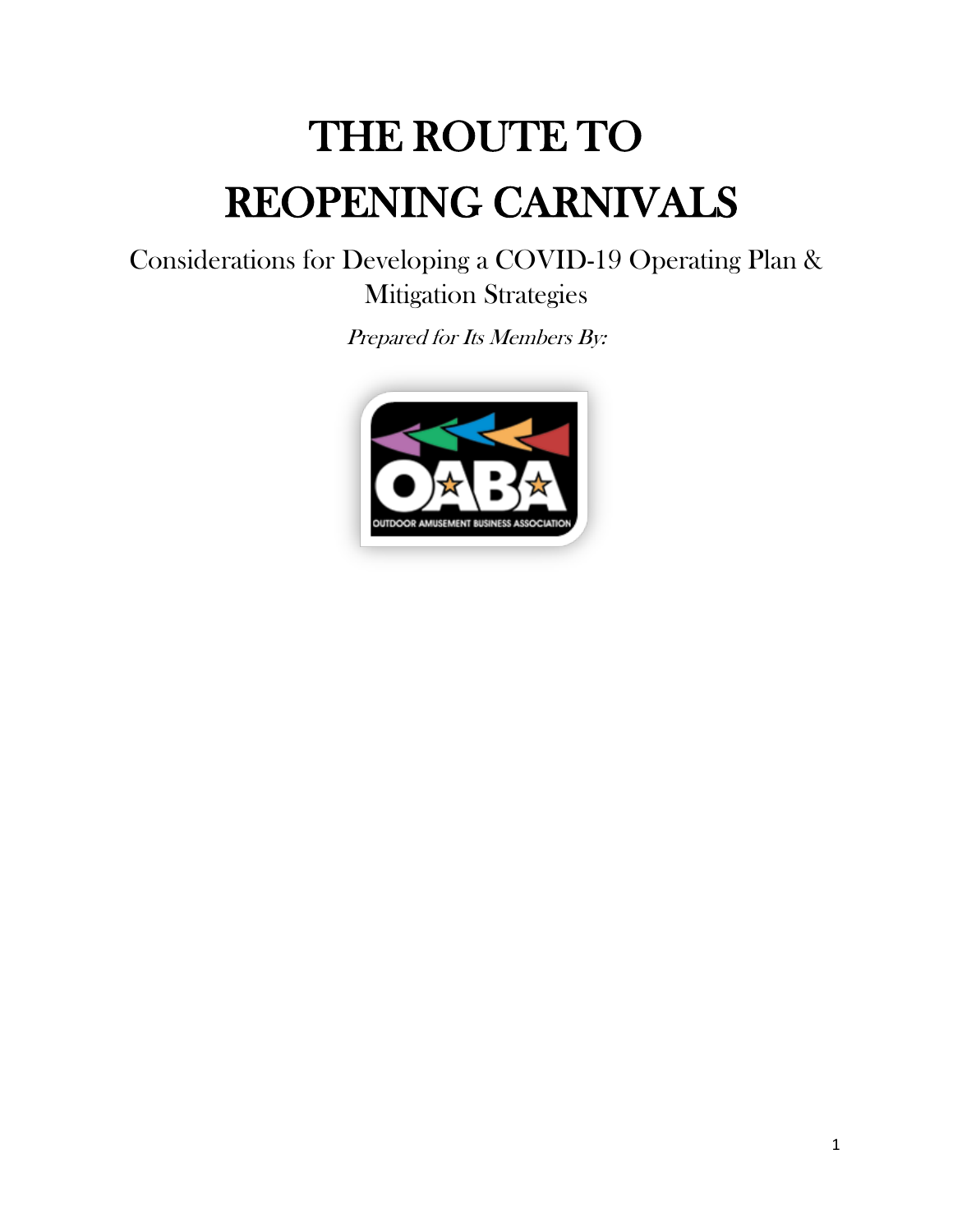# THE ROUTE TO REOPENING CARNIVALS

Considerations for Developing a COVID-19 Operating Plan & Mitigation Strategies

*Prepared for Its Members By:*

OABA

OUTDOOR AMUSEMENT BUSINESS ASSOCIATION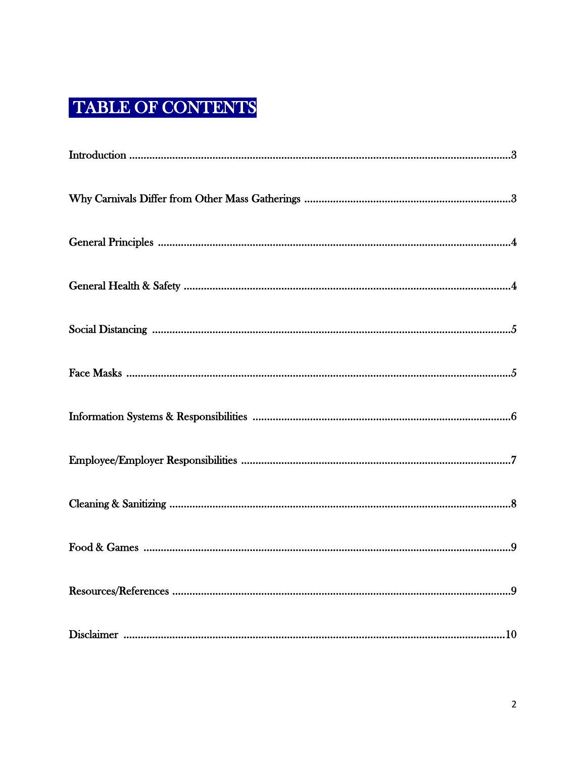# TABLE OF CONTENTS

Introduction ....................................................................................................................3

Why Carnivals Differ from Other Mass Gatherings .......................................................................3

General Principles ..........................................................................................................4

General Health & Safety ..................................................................................................4

Social Distancing ............................................................................................................5

Face Masks ......................................................................................................................5

Information Systems & Responsibilities ..........................................................................6

Employee/Employer Responsibilities .............................................................................7

Cleaning & Sanitizing ......................................................................................................8

Food & Games ................................................................................................................9

Resources/References ......................................................................................................9

Disclaimer .....................................................................................................................10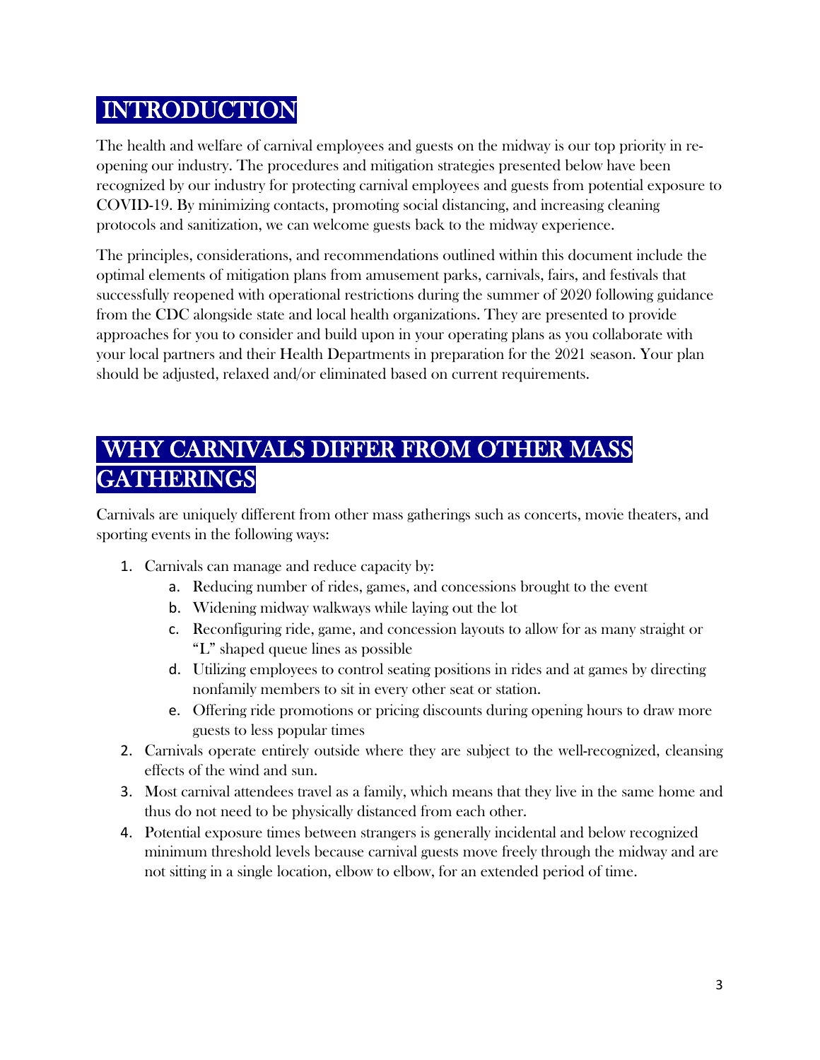# INTRODUCTION

The health and welfare of carnival employees and guests on the midway is our top priority in re-opening our industry. The procedures and mitigation strategies presented below have been recognized by our industry for protecting carnival employees and guests from potential exposure to COVID-19. By minimizing contacts, promoting social distancing, and increasing cleaning protocols and sanitization, we can welcome guests back to the midway experience.

The principles, considerations, and recommendations outlined within this document include the optimal elements of mitigation plans from amusement parks, carnivals, fairs, and festivals that successfully reopened with operational restrictions during the summer of 2020 following guidance from the CDC alongside state and local health organizations. They are presented to provide approaches for you to consider and build upon in your operating plans as you collaborate with your local partners and their Health Departments in preparation for the 2021 season. Your plan should be adjusted, relaxed and/or eliminated based on current requirements.

# WHY CARNIVALS DIFFER FROM OTHER MASS GATHERINGS

Carnivals are uniquely different from other mass gatherings such as concerts, movie theaters, and sporting events in the following ways:

1. Carnivals can manage and reduce capacity by:
   a. Reducing number of rides, games, and concessions brought to the event
   b. Widening midway walkways while laying out the lot
   c. Reconfiguring ride, game, and concession layouts to allow for as many straight or "L" shaped queue lines as possible
   d. Utilizing employees to control seating positions in rides and at games by directing nonfamily members to sit in every other seat or station.
   e. Offering ride promotions or pricing discounts during opening hours to draw more guests to less popular times
2. Carnivals operate entirely outside where they are subject to the well-recognized, cleansing effects of the wind and sun.
3. Most carnival attendees travel as a family, which means that they live in the same home and thus do not need to be physically distanced from each other.
4. Potential exposure times between strangers is generally incidental and below recognized minimum threshold levels because carnival guests move freely through the midway and are not sitting in a single location, elbow to elbow, for an extended period of time.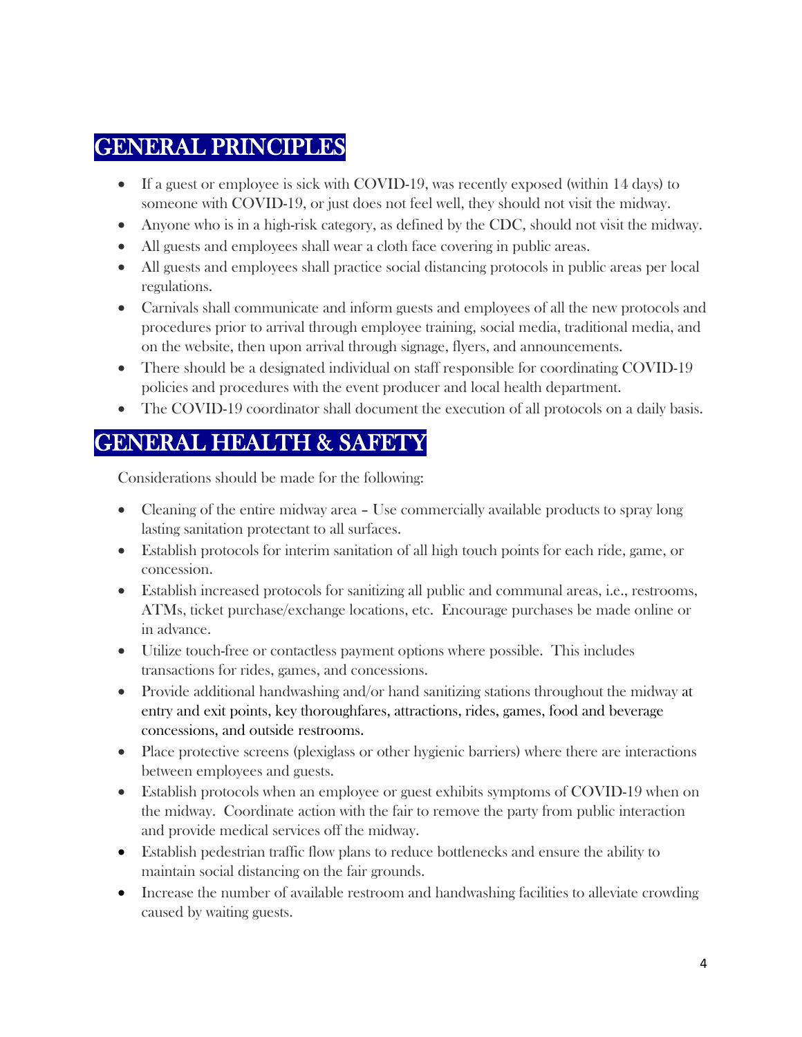## GENERAL PRINCIPLES

- If a guest or employee is sick with COVID-19, was recently exposed (within 14 days) to someone with COVID-19, or just does not feel well, they should not visit the midway.
- Anyone who is in a high-risk category, as defined by the CDC, should not visit the midway.
- All guests and employees shall wear a cloth face covering in public areas.
- All guests and employees shall practice social distancing protocols in public areas per local regulations.
- Carnivals shall communicate and inform guests and employees of all the new protocols and procedures prior to arrival through employee training, social media, traditional media, and on the website, then upon arrival through signage, flyers, and announcements.
- There should be a designated individual on staff responsible for coordinating COVID-19 policies and procedures with the event producer and local health department.
- The COVID-19 coordinator shall document the execution of all protocols on a daily basis.

## GENERAL HEALTH & SAFETY

Considerations should be made for the following:

- Cleaning of the entire midway area – Use commercially available products to spray long lasting sanitation protectant to all surfaces.
- Establish protocols for interim sanitation of all high touch points for each ride, game, or concession.
- Establish increased protocols for sanitizing all public and communal areas, i.e., restrooms, ATMs, ticket purchase/exchange locations, etc. Encourage purchases be made online or in advance.
- Utilize touch-free or contactless payment options where possible. This includes transactions for rides, games, and concessions.
- Provide additional handwashing and/or hand sanitizing stations throughout the midway at entry and exit points, key thoroughfares, attractions, rides, games, food and beverage concessions, and outside restrooms.
- Place protective screens (plexiglass or other hygienic barriers) where there are interactions between employees and guests.
- Establish protocols when an employee or guest exhibits symptoms of COVID-19 when on the midway. Coordinate action with the fair to remove the party from public interaction and provide medical services off the midway.
- Establish pedestrian traffic flow plans to reduce bottlenecks and ensure the ability to maintain social distancing on the fair grounds.
- Increase the number of available restroom and handwashing facilities to alleviate crowding caused by waiting guests.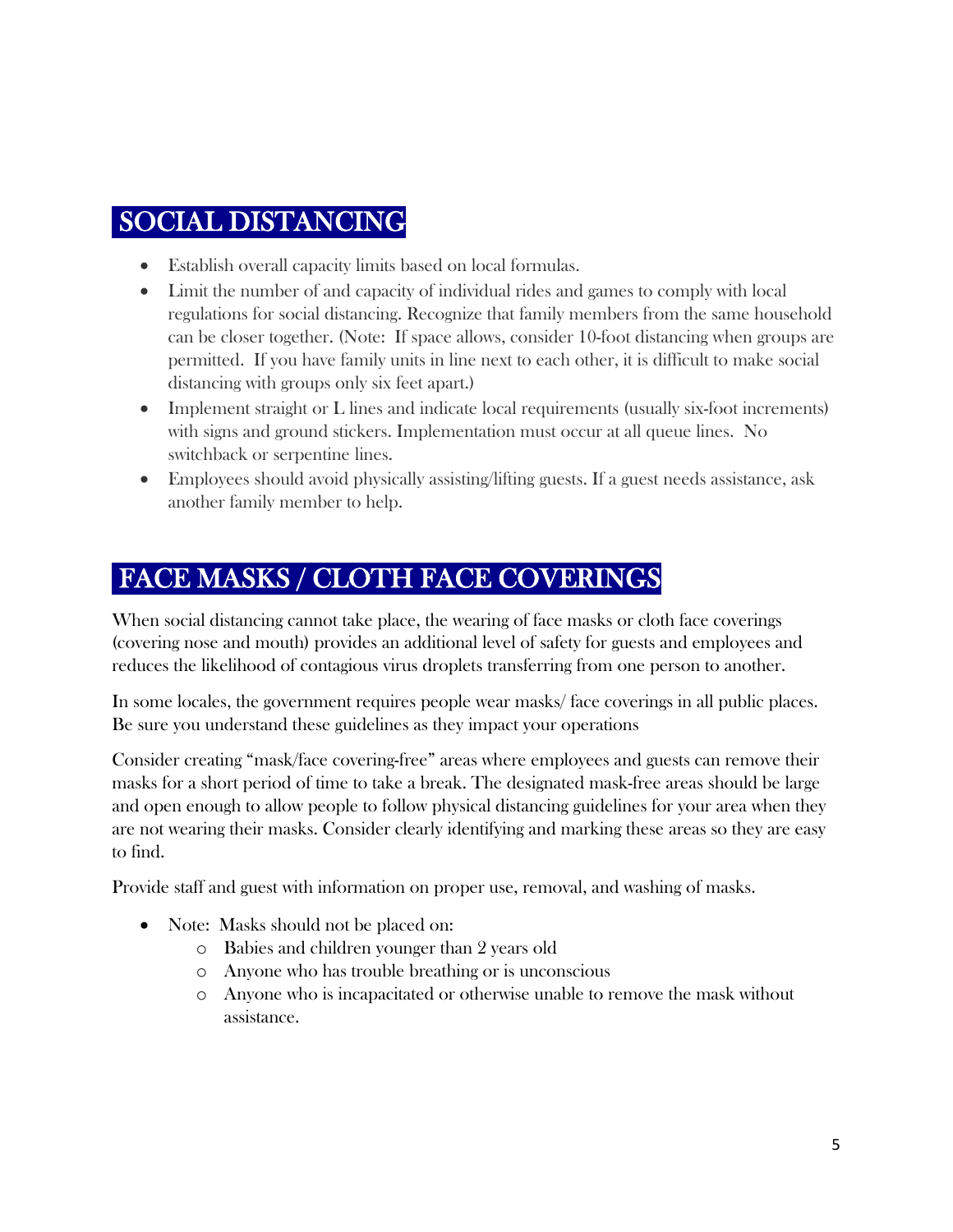## SOCIAL DISTANCING

- Establish overall capacity limits based on local formulas.
- Limit the number of and capacity of individual rides and games to comply with local regulations for social distancing. Recognize that family members from the same household can be closer together. (Note: If space allows, consider 10-foot distancing when groups are permitted. If you have family units in line next to each other, it is difficult to make social distancing with groups only six feet apart.)
- Implement straight or L lines and indicate local requirements (usually six-foot increments) with signs and ground stickers. Implementation must occur at all queue lines. No switchback or serpentine lines.
- Employees should avoid physically assisting/lifting guests. If a guest needs assistance, ask another family member to help.

## FACE MASKS / CLOTH FACE COVERINGS

When social distancing cannot take place, the wearing of face masks or cloth face coverings (covering nose and mouth) provides an additional level of safety for guests and employees and reduces the likelihood of contagious virus droplets transferring from one person to another.

In some locales, the government requires people wear masks/ face coverings in all public places. Be sure you understand these guidelines as they impact your operations

Consider creating "mask/face covering-free" areas where employees and guests can remove their masks for a short period of time to take a break. The designated mask-free areas should be large and open enough to allow people to follow physical distancing guidelines for your area when they are not wearing their masks. Consider clearly identifying and marking these areas so they are easy to find.

Provide staff and guest with information on proper use, removal, and washing of masks.

- Note: Masks should not be placed on:
  - Babies and children younger than 2 years old
  - Anyone who has trouble breathing or is unconscious
  - Anyone who is incapacitated or otherwise unable to remove the mask without assistance.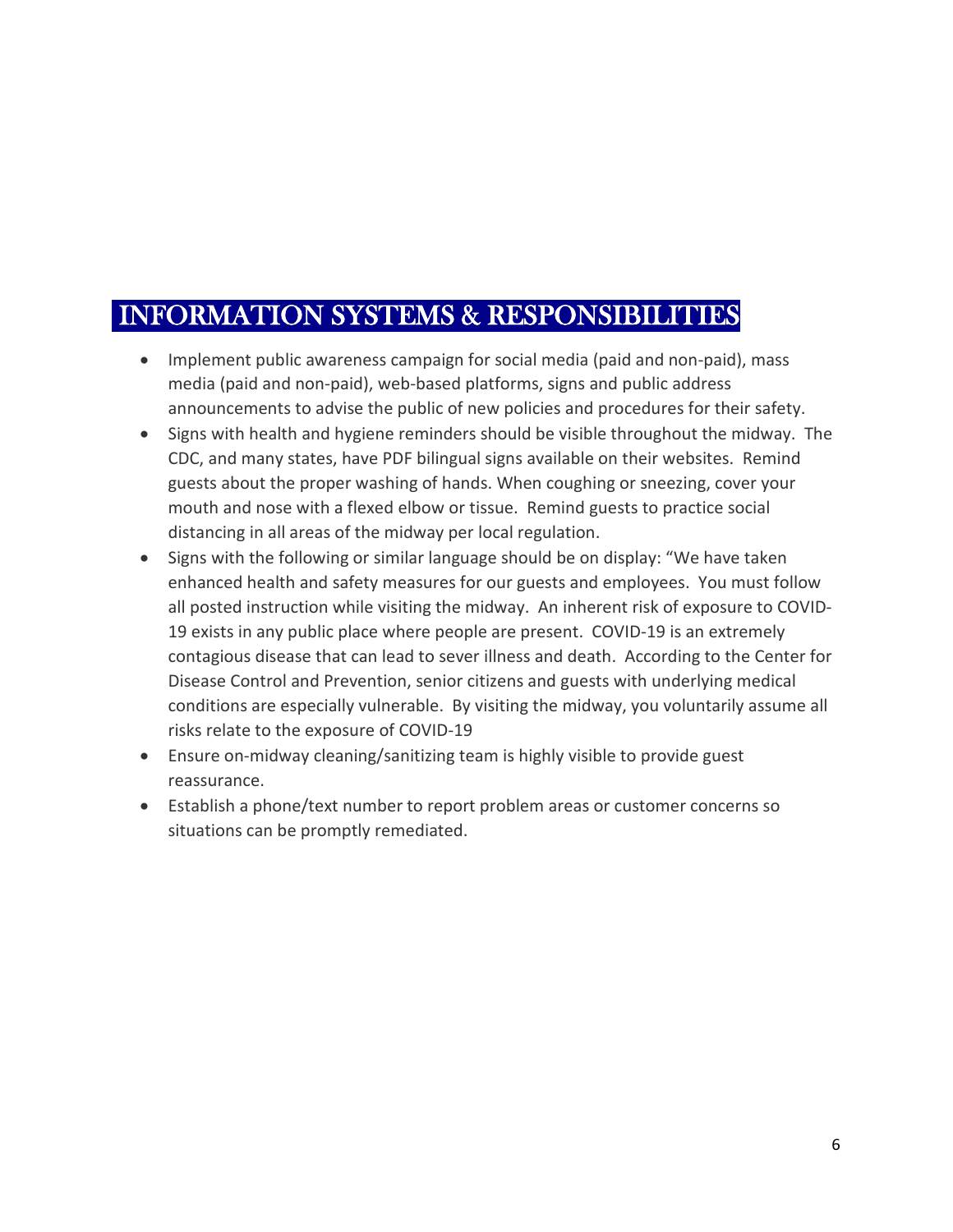# INFORMATION SYSTEMS & RESPONSIBILITIES

- Implement public awareness campaign for social media (paid and non-paid), mass media (paid and non-paid), web-based platforms, signs and public address announcements to advise the public of new policies and procedures for their safety.
- Signs with health and hygiene reminders should be visible throughout the midway. The CDC, and many states, have PDF bilingual signs available on their websites. Remind guests about the proper washing of hands. When coughing or sneezing, cover your mouth and nose with a flexed elbow or tissue. Remind guests to practice social distancing in all areas of the midway per local regulation.
- Signs with the following or similar language should be on display: "We have taken enhanced health and safety measures for our guests and employees. You must follow all posted instruction while visiting the midway. An inherent risk of exposure to COVID-19 exists in any public place where people are present. COVID-19 is an extremely contagious disease that can lead to sever illness and death. According to the Center for Disease Control and Prevention, senior citizens and guests with underlying medical conditions are especially vulnerable. By visiting the midway, you voluntarily assume all risks relate to the exposure of COVID-19
- Ensure on-midway cleaning/sanitizing team is highly visible to provide guest reassurance.
- Establish a phone/text number to report problem areas or customer concerns so situations can be promptly remediated.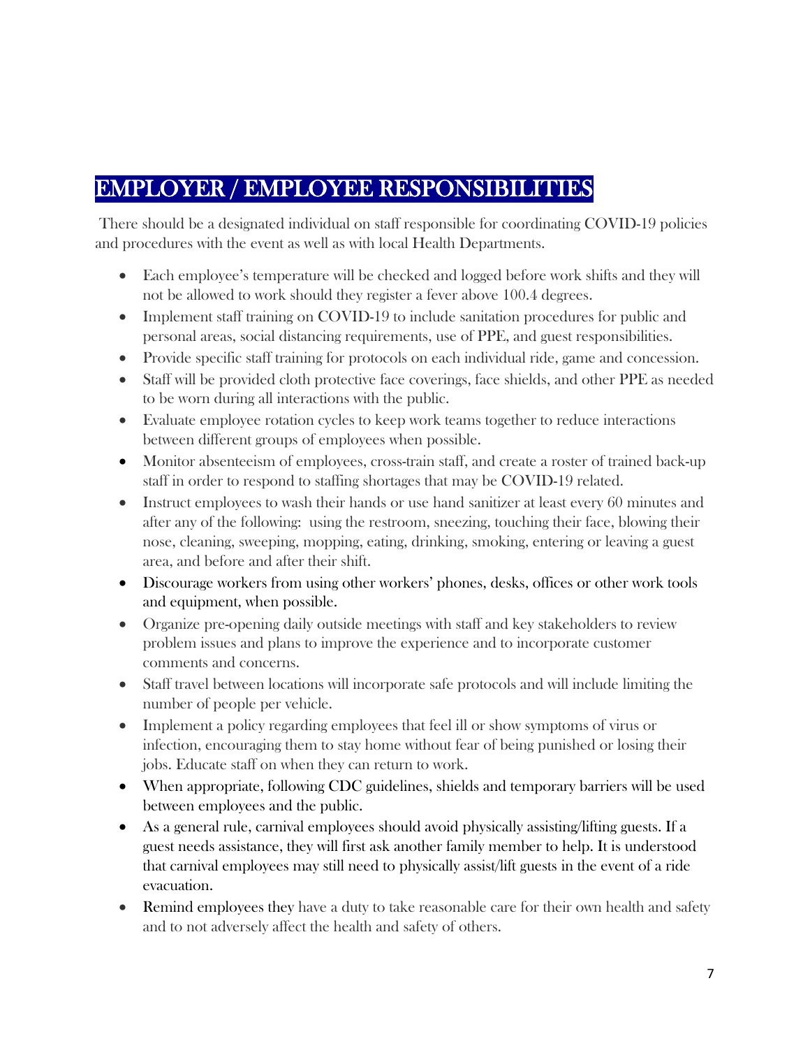## EMPLOYER / EMPLOYEE RESPONSIBILITIES

There should be a designated individual on staff responsible for coordinating COVID-19 policies and procedures with the event as well as with local Health Departments.

- Each employee's temperature will be checked and logged before work shifts and they will not be allowed to work should they register a fever above 100.4 degrees.
- Implement staff training on COVID-19 to include sanitation procedures for public and personal areas, social distancing requirements, use of PPE, and guest responsibilities.
- Provide specific staff training for protocols on each individual ride, game and concession.
- Staff will be provided cloth protective face coverings, face shields, and other PPE as needed to be worn during all interactions with the public.
- Evaluate employee rotation cycles to keep work teams together to reduce interactions between different groups of employees when possible.
- Monitor absenteeism of employees, cross-train staff, and create a roster of trained back-up staff in order to respond to staffing shortages that may be COVID-19 related.
- Instruct employees to wash their hands or use hand sanitizer at least every 60 minutes and after any of the following: using the restroom, sneezing, touching their face, blowing their nose, cleaning, sweeping, mopping, eating, drinking, smoking, entering or leaving a guest area, and before and after their shift.
- Discourage workers from using other workers' phones, desks, offices or other work tools and equipment, when possible.
- Organize pre-opening daily outside meetings with staff and key stakeholders to review problem issues and plans to improve the experience and to incorporate customer comments and concerns.
- Staff travel between locations will incorporate safe protocols and will include limiting the number of people per vehicle.
- Implement a policy regarding employees that feel ill or show symptoms of virus or infection, encouraging them to stay home without fear of being punished or losing their jobs. Educate staff on when they can return to work.
- When appropriate, following CDC guidelines, shields and temporary barriers will be used between employees and the public.
- As a general rule, carnival employees should avoid physically assisting/lifting guests. If a guest needs assistance, they will first ask another family member to help. It is understood that carnival employees may still need to physically assist/lift guests in the event of a ride evacuation.
- Remind employees they have a duty to take reasonable care for their own health and safety and to not adversely affect the health and safety of others.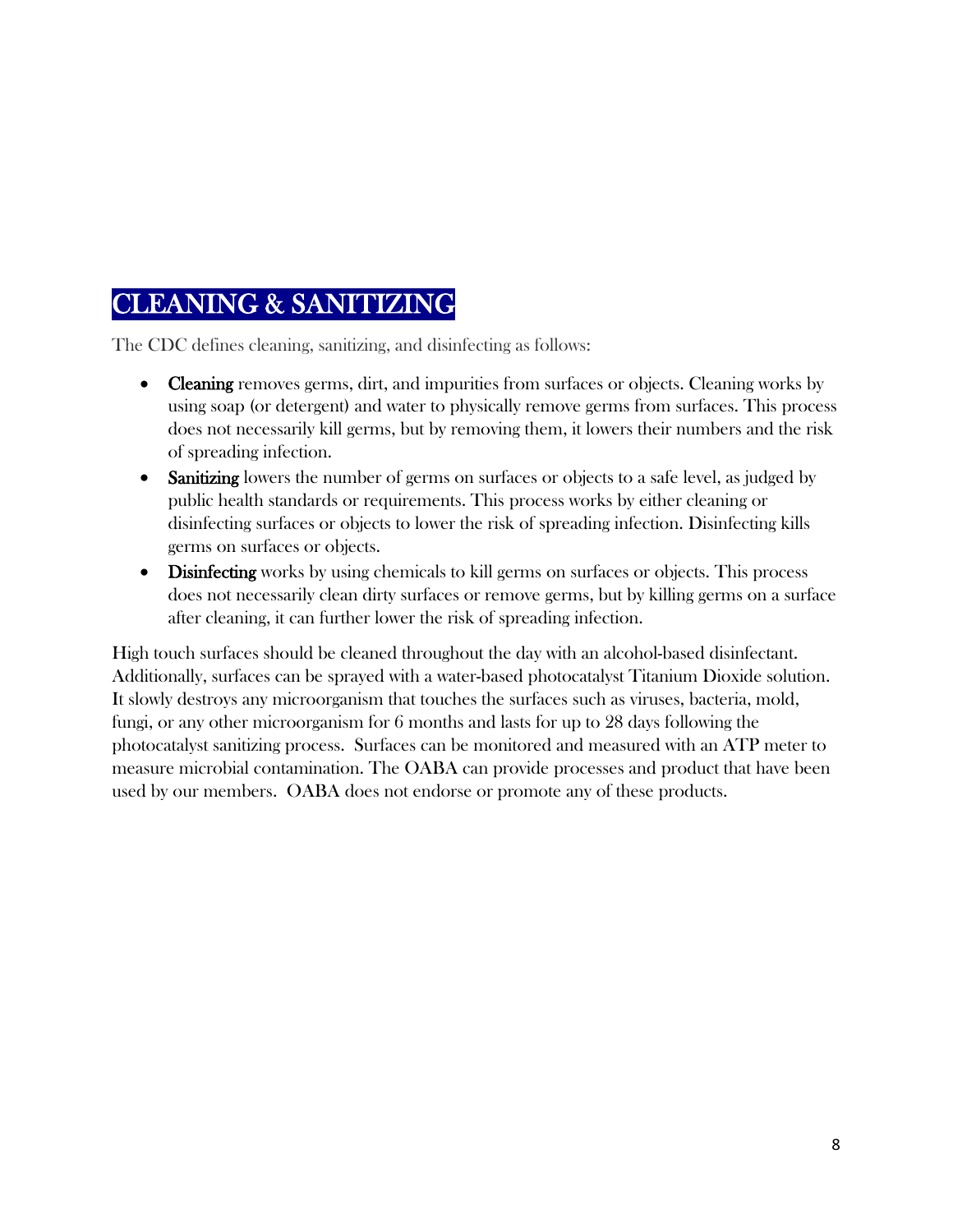# CLEANING & SANITIZING

The CDC defines cleaning, sanitizing, and disinfecting as follows:

- **Cleaning** removes germs, dirt, and impurities from surfaces or objects. Cleaning works by using soap (or detergent) and water to physically remove germs from surfaces. This process does not necessarily kill germs, but by removing them, it lowers their numbers and the risk of spreading infection.
- **Sanitizing** lowers the number of germs on surfaces or objects to a safe level, as judged by public health standards or requirements. This process works by either cleaning or disinfecting surfaces or objects to lower the risk of spreading infection. Disinfecting kills germs on surfaces or objects.
- **Disinfecting** works by using chemicals to kill germs on surfaces or objects. This process does not necessarily clean dirty surfaces or remove germs, but by killing germs on a surface after cleaning, it can further lower the risk of spreading infection.

High touch surfaces should be cleaned throughout the day with an alcohol-based disinfectant. Additionally, surfaces can be sprayed with a water-based photocatalyst Titanium Dioxide solution. It slowly destroys any microorganism that touches the surfaces such as viruses, bacteria, mold, fungi, or any other microorganism for 6 months and lasts for up to 28 days following the photocatalyst sanitizing process. Surfaces can be monitored and measured with an ATP meter to measure microbial contamination. The OABA can provide processes and product that have been used by our members. OABA does not endorse or promote any of these products.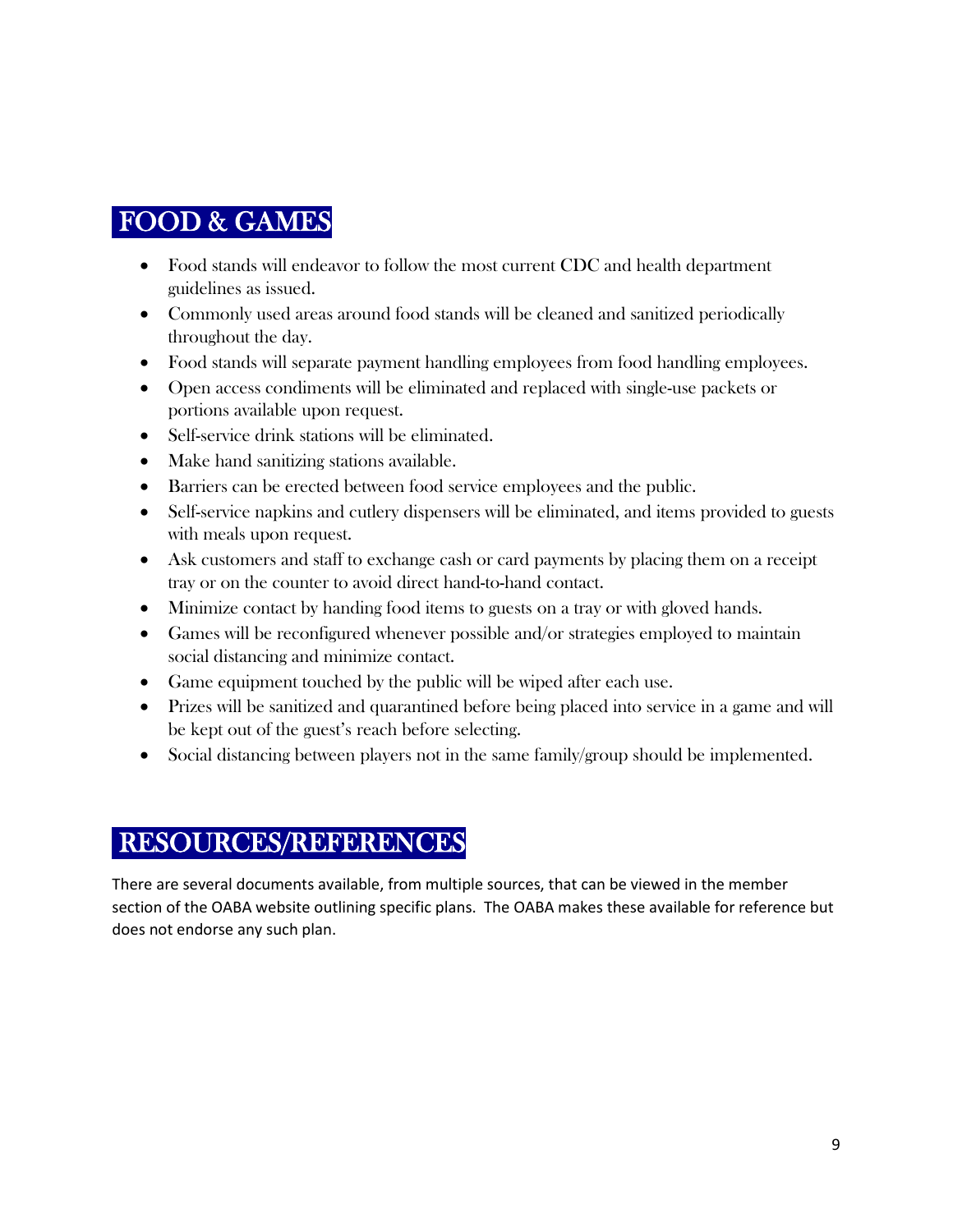## FOOD & GAMES

- Food stands will endeavor to follow the most current CDC and health department guidelines as issued.
- Commonly used areas around food stands will be cleaned and sanitized periodically throughout the day.
- Food stands will separate payment handling employees from food handling employees.
- Open access condiments will be eliminated and replaced with single-use packets or portions available upon request.
- Self-service drink stations will be eliminated.
- Make hand sanitizing stations available.
- Barriers can be erected between food service employees and the public.
- Self-service napkins and cutlery dispensers will be eliminated, and items provided to guests with meals upon request.
- Ask customers and staff to exchange cash or card payments by placing them on a receipt tray or on the counter to avoid direct hand-to-hand contact.
- Minimize contact by handing food items to guests on a tray or with gloved hands.
- Games will be reconfigured whenever possible and/or strategies employed to maintain social distancing and minimize contact.
- Game equipment touched by the public will be wiped after each use.
- Prizes will be sanitized and quarantined before being placed into service in a game and will be kept out of the guest's reach before selecting.
- Social distancing between players not in the same family/group should be implemented.

## RESOURCES/REFERENCES

There are several documents available, from multiple sources, that can be viewed in the member section of the OABA website outlining specific plans. The OABA makes these available for reference but does not endorse any such plan.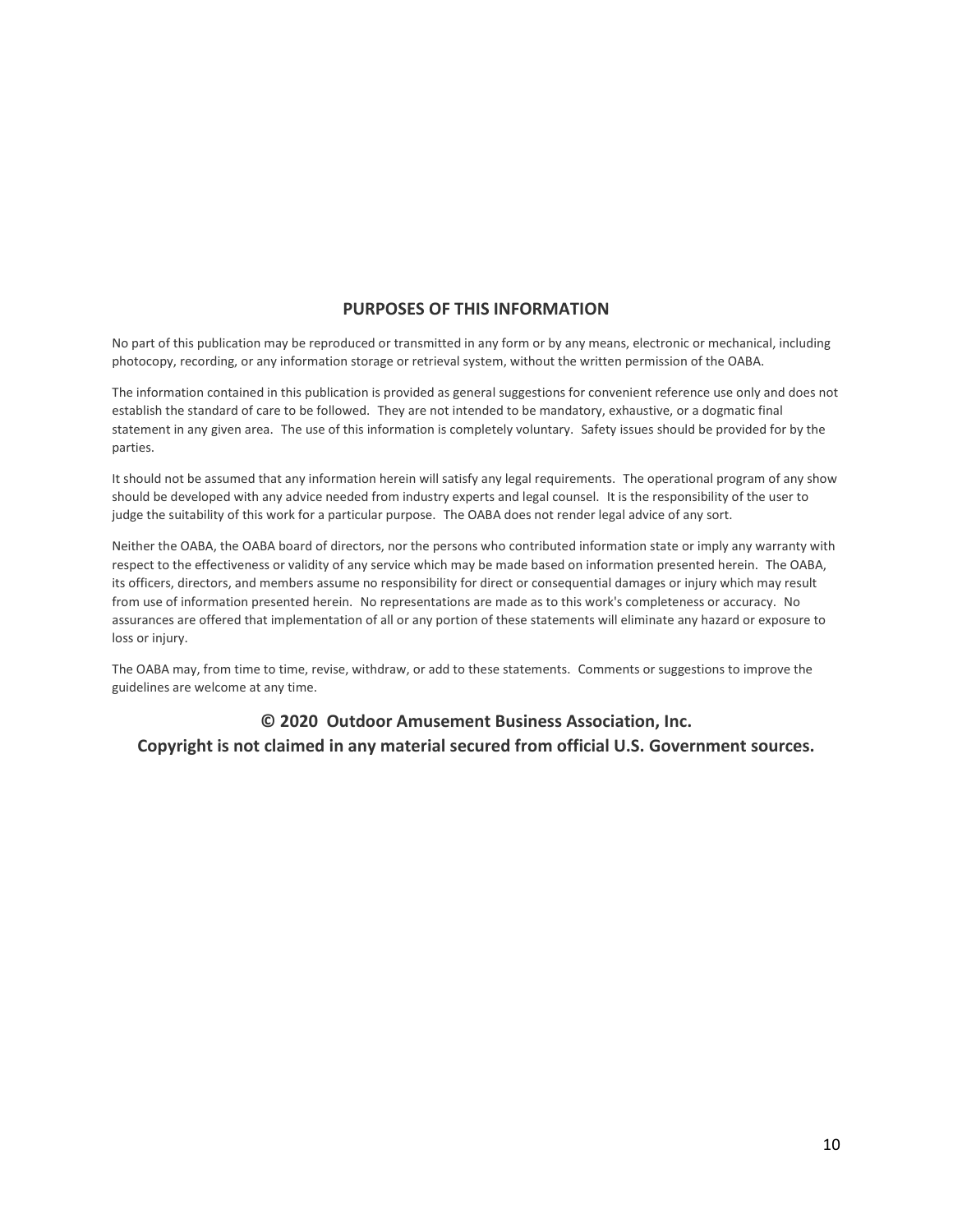## PURPOSES OF THIS INFORMATION

No part of this publication may be reproduced or transmitted in any form or by any means, electronic or mechanical, including photocopy, recording, or any information storage or retrieval system, without the written permission of the OABA.

The information contained in this publication is provided as general suggestions for convenient reference use only and does not establish the standard of care to be followed. They are not intended to be mandatory, exhaustive, or a dogmatic final statement in any given area. The use of this information is completely voluntary. Safety issues should be provided for by the parties.

It should not be assumed that any information herein will satisfy any legal requirements. The operational program of any show should be developed with any advice needed from industry experts and legal counsel. It is the responsibility of the user to judge the suitability of this work for a particular purpose. The OABA does not render legal advice of any sort.

Neither the OABA, the OABA board of directors, nor the persons who contributed information state or imply any warranty with respect to the effectiveness or validity of any service which may be made based on information presented herein. The OABA, its officers, directors, and members assume no responsibility for direct or consequential damages or injury which may result from use of information presented herein. No representations are made as to this work's completeness or accuracy. No assurances are offered that implementation of all or any portion of these statements will eliminate any hazard or exposure to loss or injury.

The OABA may, from time to time, revise, withdraw, or add to these statements. Comments or suggestions to improve the guidelines are welcome at any time.

**© 2020 Outdoor Amusement Business Association, Inc.**

**Copyright is not claimed in any material secured from official U.S. Government sources.**